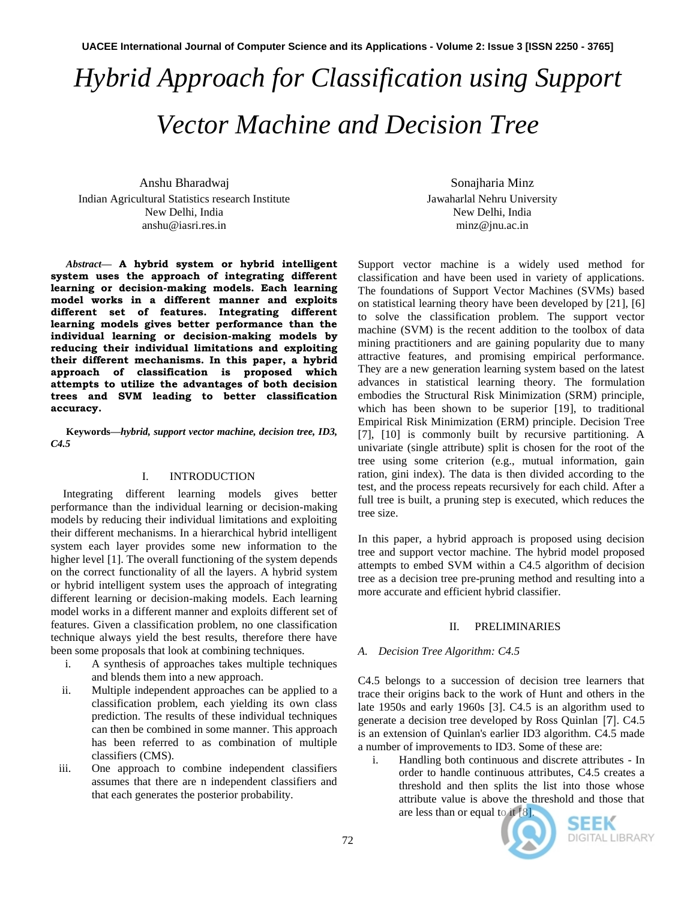# *Hybrid Approach for Classification using Support Vector Machine and Decision Tree*

Anshu Bharadwaj
Indian Agricultural Statistics research Institute
New Delhi, India
anshu@iasri.res.in

Sonajharia Minz
Jawaharlal Nehru University
New Delhi, India
minz@jnu.ac.in

***Abstract*— A hybrid system or hybrid intelligent system uses the approach of integrating different learning or decision-making models. Each learning model works in a different manner and exploits different set of features. Integrating different learning models gives better performance than the individual learning or decision-making models by reducing their individual limitations and exploiting their different mechanisms. In this paper, a hybrid approach of classification is proposed which attempts to utilize the advantages of both decision trees and SVM leading to better classification accuracy.**

**Keywords—*hybrid, support vector machine, decision tree, ID3, C4.5***

## I. INTRODUCTION

Integrating different learning models gives better performance than the individual learning or decision-making models by reducing their individual limitations and exploiting their different mechanisms. In a hierarchical hybrid intelligent system each layer provides some new information to the higher level [1]. The overall functioning of the system depends on the correct functionality of all the layers. A hybrid system or hybrid intelligent system uses the approach of integrating different learning or decision-making models. Each learning model works in a different manner and exploits different set of features. Given a classification problem, no one classification technique always yield the best results, therefore there have been some proposals that look at combining techniques.

i. A synthesis of approaches takes multiple techniques and blends them into a new approach.
ii. Multiple independent approaches can be applied to a classification problem, each yielding its own class prediction. The results of these individual techniques can then be combined in some manner. This approach has been referred to as combination of multiple classifiers (CMS).
iii. One approach to combine independent classifiers assumes that there are n independent classifiers and that each generates the posterior probability.

Support vector machine is a widely used method for classification and have been used in variety of applications. The foundations of Support Vector Machines (SVMs) based on statistical learning theory have been developed by [21], [6] to solve the classification problem. The support vector machine (SVM) is the recent addition to the toolbox of data mining practitioners and are gaining popularity due to many attractive features, and promising empirical performance. They are a new generation learning system based on the latest advances in statistical learning theory. The formulation embodies the Structural Risk Minimization (SRM) principle, which has been shown to be superior [19], to traditional Empirical Risk Minimization (ERM) principle. Decision Tree [7], [10] is commonly built by recursive partitioning. A univariate (single attribute) split is chosen for the root of the tree using some criterion (e.g., mutual information, gain ration, gini index). The data is then divided according to the test, and the process repeats recursively for each child. After a full tree is built, a pruning step is executed, which reduces the tree size.

In this paper, a hybrid approach is proposed using decision tree and support vector machine. The hybrid model proposed attempts to embed SVM within a C4.5 algorithm of decision tree as a decision tree pre-pruning method and resulting into a more accurate and efficient hybrid classifier.

## II. PRELIMINARIES

### *A. Decision Tree Algorithm: C4.5*

C4.5 belongs to a succession of decision tree learners that trace their origins back to the work of Hunt and others in the late 1950s and early 1960s [3]. C4.5 is an algorithm used to generate a decision tree developed by Ross Quinlan [7]. C4.5 is an extension of Quinlan's earlier ID3 algorithm. C4.5 made a number of improvements to ID3. Some of these are:

i. Handling both continuous and discrete attributes - In order to handle continuous attributes, C4.5 creates a threshold and then splits the list into those whose attribute value is above the threshold and those that are less than or equal to it [8].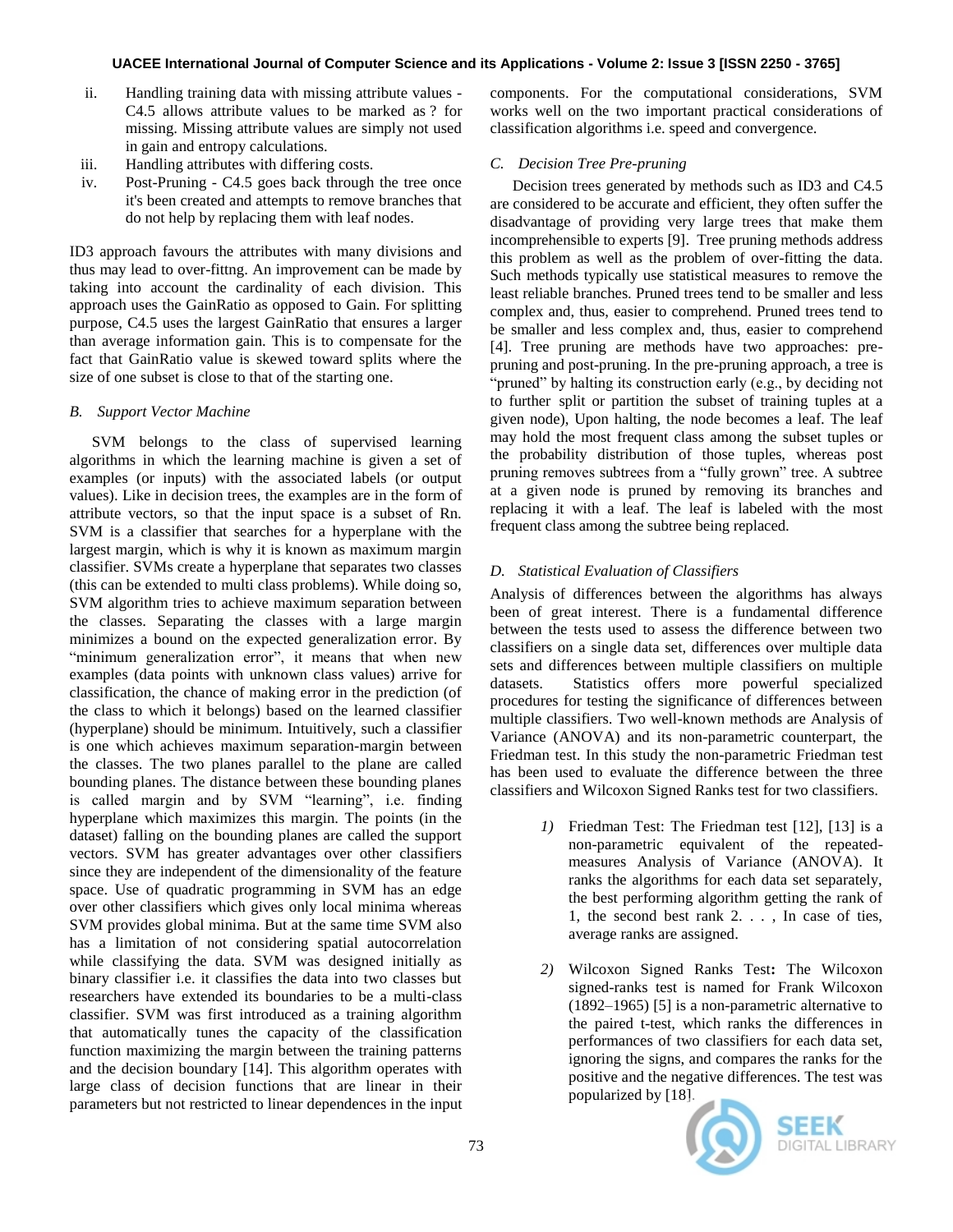ii. Handling training data with missing attribute values - C4.5 allows attribute values to be marked as ? for missing. Missing attribute values are simply not used in gain and entropy calculations.
iii. Handling attributes with differing costs.
iv. Post-Pruning - C4.5 goes back through the tree once it's been created and attempts to remove branches that do not help by replacing them with leaf nodes.

ID3 approach favours the attributes with many divisions and thus may lead to over-fittng. An improvement can be made by taking into account the cardinality of each division. This approach uses the GainRatio as opposed to Gain. For splitting purpose, C4.5 uses the largest GainRatio that ensures a larger than average information gain. This is to compensate for the fact that GainRatio value is skewed toward splits where the size of one subset is close to that of the starting one.

### *B. Support Vector Machine*

SVM belongs to the class of supervised learning algorithms in which the learning machine is given a set of examples (or inputs) with the associated labels (or output values). Like in decision trees, the examples are in the form of attribute vectors, so that the input space is a subset of Rn. SVM is a classifier that searches for a hyperplane with the largest margin, which is why it is known as maximum margin classifier. SVMs create a hyperplane that separates two classes (this can be extended to multi class problems). While doing so, SVM algorithm tries to achieve maximum separation between the classes. Separating the classes with a large margin minimizes a bound on the expected generalization error. By "minimum generalization error", it means that when new examples (data points with unknown class values) arrive for classification, the chance of making error in the prediction (of the class to which it belongs) based on the learned classifier (hyperplane) should be minimum. Intuitively, such a classifier is one which achieves maximum separation-margin between the classes. The two planes parallel to the plane are called bounding planes. The distance between these bounding planes is called margin and by SVM "learning", i.e. finding hyperplane which maximizes this margin. The points (in the dataset) falling on the bounding planes are called the support vectors. SVM has greater advantages over other classifiers since they are independent of the dimensionality of the feature space. Use of quadratic programming in SVM has an edge over other classifiers which gives only local minima whereas SVM provides global minima. But at the same time SVM also has a limitation of not considering spatial autocorrelation while classifying the data. SVM was designed initially as binary classifier i.e. it classifies the data into two classes but researchers have extended its boundaries to be a multi-class classifier. SVM was first introduced as a training algorithm that automatically tunes the capacity of the classification function maximizing the margin between the training patterns and the decision boundary [14]. This algorithm operates with large class of decision functions that are linear in their parameters but not restricted to linear dependences in the input components. For the computational considerations, SVM works well on the two important practical considerations of classification algorithms i.e. speed and convergence.

### *C. Decision Tree Pre-pruning*

Decision trees generated by methods such as ID3 and C4.5 are considered to be accurate and efficient, they often suffer the disadvantage of providing very large trees that make them incomprehensible to experts [9]. Tree pruning methods address this problem as well as the problem of over-fitting the data. Such methods typically use statistical measures to remove the least reliable branches. Pruned trees tend to be smaller and less complex and, thus, easier to comprehend. Pruned trees tend to be smaller and less complex and, thus, easier to comprehend [4]. Tree pruning are methods have two approaches: pre-pruning and post-pruning. In the pre-pruning approach, a tree is "pruned" by halting its construction early (e.g., by deciding not to further split or partition the subset of training tuples at a given node), Upon halting, the node becomes a leaf. The leaf may hold the most frequent class among the subset tuples or the probability distribution of those tuples, whereas post pruning removes subtrees from a "fully grown" tree. A subtree at a given node is pruned by removing its branches and replacing it with a leaf. The leaf is labeled with the most frequent class among the subtree being replaced.

### *D. Statistical Evaluation of Classifiers*

Analysis of differences between the algorithms has always been of great interest. There is a fundamental difference between the tests used to assess the difference between two classifiers on a single data set, differences over multiple data sets and differences between multiple classifiers on multiple datasets. Statistics offers more powerful specialized procedures for testing the significance of differences between multiple classifiers. Two well-known methods are Analysis of Variance (ANOVA) and its non-parametric counterpart, the Friedman test. In this study the non-parametric Friedman test has been used to evaluate the difference between the three classifiers and Wilcoxon Signed Ranks test for two classifiers.

1) Friedman Test: The Friedman test [12], [13] is a non-parametric equivalent of the repeated-measures Analysis of Variance (ANOVA). It ranks the algorithms for each data set separately, the best performing algorithm getting the rank of 1, the second best rank 2. . . , In case of ties, average ranks are assigned.

2) Wilcoxon Signed Ranks Test**:** The Wilcoxon signed-ranks test is named for Frank Wilcoxon (1892–1965) [5] is a non-parametric alternative to the paired t-test, which ranks the differences in performances of two classifiers for each data set, ignoring the signs, and compares the ranks for the positive and the negative differences. The test was popularized by [18].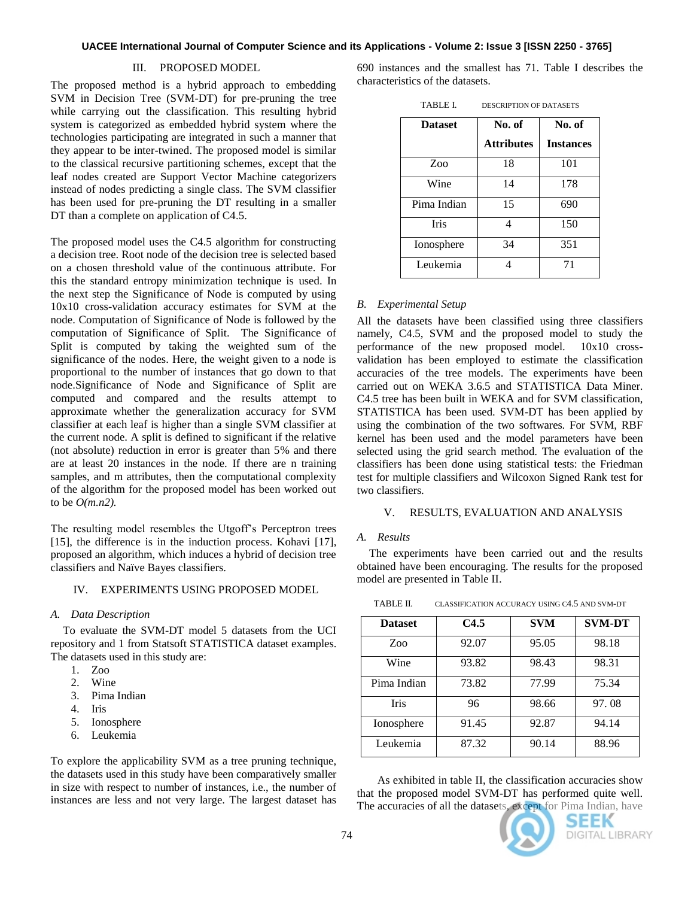## III. PROPOSED MODEL

The proposed method is a hybrid approach to embedding SVM in Decision Tree (SVM-DT) for pre-pruning the tree while carrying out the classification. This resulting hybrid system is categorized as embedded hybrid system where the technologies participating are integrated in such a manner that they appear to be inter-twined. The proposed model is similar to the classical recursive partitioning schemes, except that the leaf nodes created are Support Vector Machine categorizers instead of nodes predicting a single class. The SVM classifier has been used for pre-pruning the DT resulting in a smaller DT than a complete on application of C4.5.

The proposed model uses the C4.5 algorithm for constructing a decision tree. Root node of the decision tree is selected based on a chosen threshold value of the continuous attribute. For this the standard entropy minimization technique is used. In the next step the Significance of Node is computed by using 10x10 cross-validation accuracy estimates for SVM at the node. Computation of Significance of Node is followed by the computation of Significance of Split. The Significance of Split is computed by taking the weighted sum of the significance of the nodes. Here, the weight given to a node is proportional to the number of instances that go down to that node.Significance of Node and Significance of Split are computed and compared and the results attempt to approximate whether the generalization accuracy for SVM classifier at each leaf is higher than a single SVM classifier at the current node. A split is defined to significant if the relative (not absolute) reduction in error is greater than 5% and there are at least 20 instances in the node. If there are n training samples, and m attributes, then the computational complexity of the algorithm for the proposed model has been worked out to be *O(m.n2).*

The resulting model resembles the Utgoff's Perceptron trees [15], the difference is in the induction process. Kohavi [17], proposed an algorithm, which induces a hybrid of decision tree classifiers and Naïve Bayes classifiers.

## IV. EXPERIMENTS USING PROPOSED MODEL

### A. Data Description

To evaluate the SVM-DT model 5 datasets from the UCI repository and 1 from Statsoft STATISTICA dataset examples. The datasets used in this study are:

1. Zoo
2. Wine
3. Pima Indian
4. Iris
5. Ionosphere
6. Leukemia

To explore the applicability SVM as a tree pruning technique, the datasets used in this study have been comparatively smaller in size with respect to number of instances, i.e., the number of instances are less and not very large. The largest dataset has 690 instances and the smallest has 71. Table I describes the characteristics of the datasets.

TABLE I. DESCRIPTION OF DATASETS

| Dataset | No. of Attributes | No. of Instances |
|---|---|---|
| Zoo | 18 | 101 |
| Wine | 14 | 178 |
| Pima Indian | 15 | 690 |
| Iris | 4 | 150 |
| Ionosphere | 34 | 351 |
| Leukemia | 4 | 71 |

### B. Experimental Setup

All the datasets have been classified using three classifiers namely, C4.5, SVM and the proposed model to study the performance of the new proposed model. 10x10 cross-validation has been employed to estimate the classification accuracies of the tree models. The experiments have been carried out on WEKA 3.6.5 and STATISTICA Data Miner. C4.5 tree has been built in WEKA and for SVM classification, STATISTICA has been used. SVM-DT has been applied by using the combination of the two softwares. For SVM, RBF kernel has been used and the model parameters have been selected using the grid search method. The evaluation of the classifiers has been done using statistical tests: the Friedman test for multiple classifiers and Wilcoxon Signed Rank test for two classifiers.

## V. RESULTS, EVALUATION AND ANALYSIS

### A. Results

The experiments have been carried out and the results obtained have been encouraging. The results for the proposed model are presented in Table II.

TABLE II. CLASSIFICATION ACCURACY USING C4.5 AND SVM-DT

| Dataset | C4.5 | SVM | SVM-DT |
|---|---|---|---|
| Zoo | 92.07 | 95.05 | 98.18 |
| Wine | 93.82 | 98.43 | 98.31 |
| Pima Indian | 73.82 | 77.99 | 75.34 |
| Iris | 96 | 98.66 | 97. 08 |
| Ionosphere | 91.45 | 92.87 | 94.14 |
| Leukemia | 87.32 | 90.14 | 88.96 |

As exhibited in table II, the classification accuracies show that the proposed model SVM-DT has performed quite well. The accuracies of all the datasets, except for Pima Indian, have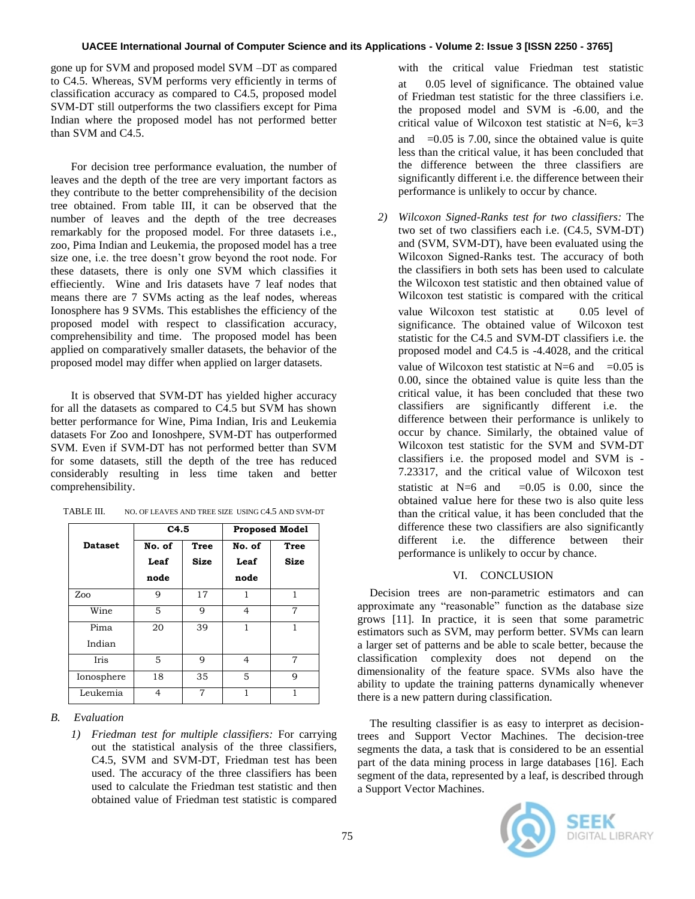gone up for SVM and proposed model SVM –DT as compared to C4.5. Whereas, SVM performs very efficiently in terms of classification accuracy as compared to C4.5, proposed model SVM-DT still outperforms the two classifiers except for Pima Indian where the proposed model has not performed better than SVM and C4.5.

For decision tree performance evaluation, the number of leaves and the depth of the tree are very important factors as they contribute to the better comprehensibility of the decision tree obtained. From table III, it can be observed that the number of leaves and the depth of the tree decreases remarkably for the proposed model. For three datasets i.e., zoo, Pima Indian and Leukemia, the proposed model has a tree size one, i.e. the tree doesn't grow beyond the root node. For these datasets, there is only one SVM which classifies it effieciently. Wine and Iris datasets have 7 leaf nodes that means there are 7 SVMs acting as the leaf nodes, whereas Ionosphere has 9 SVMs. This establishes the efficiency of the proposed model with respect to classification accuracy, comprehensibility and time. The proposed model has been applied on comparatively smaller datasets, the behavior of the proposed model may differ when applied on larger datasets.

It is observed that SVM-DT has yielded higher accuracy for all the datasets as compared to C4.5 but SVM has shown better performance for Wine, Pima Indian, Iris and Leukemia datasets For Zoo and Ionoshpere, SVM-DT has outperformed SVM. Even if SVM-DT has not performed better than SVM for some datasets, still the depth of the tree has reduced considerably resulting in less time taken and better comprehensibility.

TABLE III. NO. OF LEAVES AND TREE SIZE USING C4.5 AND SVM-DT

| Dataset | C4.5 | | Proposed Model | |
|---|---|---|---|---|
| | **No. of Leaf node** | **Tree Size** | **No. of Leaf node** | **Tree Size** |
| Zoo | 9 | 17 | 1 | 1 |
| Wine | 5 | 9 | 4 | 7 |
| Pima Indian | 20 | 39 | 1 | 1 |
| Iris | 5 | 9 | 4 | 7 |
| Ionosphere | 18 | 35 | 5 | 9 |
| Leukemia | 4 | 7 | 1 | 1 |

### B. Evaluation

1) *Friedman test for multiple classifiers:* For carrying out the statistical analysis of the three classifiers, C4.5, SVM and SVM-DT, Friedman test has been used. The accuracy of the three classifiers has been used to calculate the Friedman test statistic and then obtained value of Friedman test statistic is compared with the critical value Friedman test statistic at 0.05 level of significance. The obtained value of Friedman test statistic for the three classifiers i.e. the proposed model and SVM is -6.00, and the critical value of Wilcoxon test statistic at N=6, k=3 and =0.05 is 7.00, since the obtained value is quite less than the critical value, it has been concluded that the difference between the three classifiers are significantly different i.e. the difference between their performance is unlikely to occur by chance.

2) *Wilcoxon Signed-Ranks test for two classifiers:* The two set of two classifiers each i.e. (C4.5, SVM-DT) and (SVM, SVM-DT), have been evaluated using the Wilcoxon Signed-Ranks test. The accuracy of both the classifiers in both sets has been used to calculate the Wilcoxon test statistic and then obtained value of Wilcoxon test statistic is compared with the critical value Wilcoxon test statistic at 0.05 level of significance. The obtained value of Wilcoxon test statistic for the C4.5 and SVM-DT classifiers i.e. the proposed model and C4.5 is -4.4028, and the critical value of Wilcoxon test statistic at N=6 and =0.05 is 0.00, since the obtained value is quite less than the critical value, it has been concluded that these two classifiers are significantly different i.e. the difference between their performance is unlikely to occur by chance. Similarly, the obtained value of Wilcoxon test statistic for the SVM and SVM-DT classifiers i.e. the proposed model and SVM is -7.23317, and the critical value of Wilcoxon test statistic at N=6 and =0.05 is 0.00, since the obtained value here for these two is also quite less than the critical value, it has been concluded that the difference these two classifiers are also significantly different i.e. the difference between their performance is unlikely to occur by chance.

## VI. CONCLUSION

Decision trees are non-parametric estimators and can approximate any "reasonable" function as the database size grows [11]. In practice, it is seen that some parametric estimators such as SVM, may perform better. SVMs can learn a larger set of patterns and be able to scale better, because the classification complexity does not depend on the dimensionality of the feature space. SVMs also have the ability to update the training patterns dynamically whenever there is a new pattern during classification.

The resulting classifier is as easy to interpret as decision-trees and Support Vector Machines. The decision-tree segments the data, a task that is considered to be an essential part of the data mining process in large databases [16]. Each segment of the data, represented by a leaf, is described through a Support Vector Machines.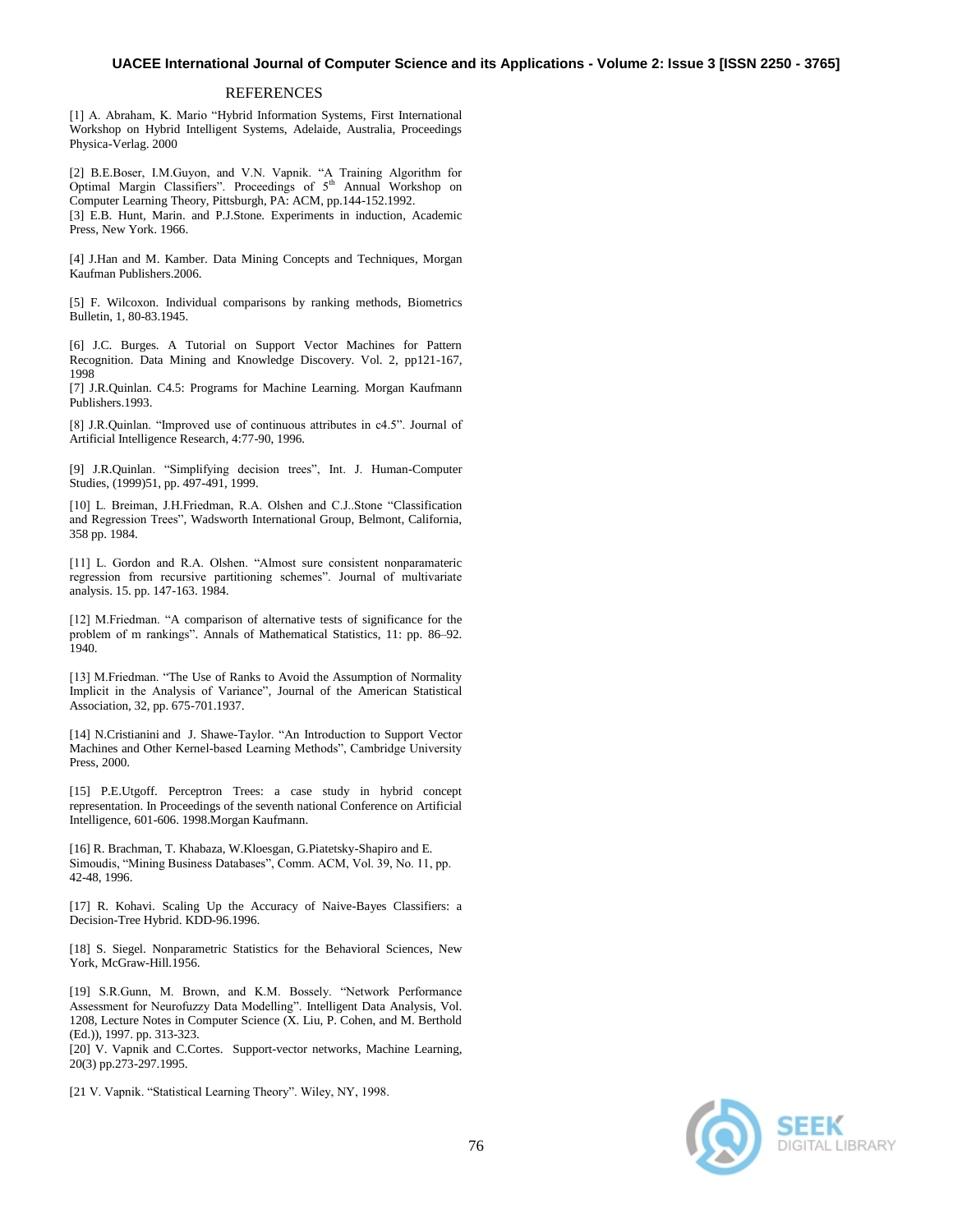## REFERENCES

[1] A. Abraham, K. Mario "Hybrid Information Systems, First International Workshop on Hybrid Intelligent Systems, Adelaide, Australia, Proceedings Physica-Verlag. 2000

[2] B.E.Boser, I.M.Guyon, and V.N. Vapnik. "A Training Algorithm for Optimal Margin Classifiers". Proceedings of 5th Annual Workshop on Computer Learning Theory, Pittsburgh, PA: ACM, pp.144-152.1992.

[3] E.B. Hunt, Marin. and P.J.Stone. Experiments in induction, Academic Press, New York. 1966.

[4] J.Han and M. Kamber. Data Mining Concepts and Techniques, Morgan Kaufman Publishers.2006.

[5] F. Wilcoxon. Individual comparisons by ranking methods, Biometrics Bulletin, 1, 80-83.1945.

[6] J.C. Burges. A Tutorial on Support Vector Machines for Pattern Recognition. Data Mining and Knowledge Discovery. Vol. 2, pp121-167, 1998

[7] J.R.Quinlan. C4.5: Programs for Machine Learning. Morgan Kaufmann Publishers.1993.

[8] J.R.Quinlan. "Improved use of continuous attributes in c4.5". Journal of Artificial Intelligence Research, 4:77-90, 1996.

[9] J.R.Quinlan. "Simplifying decision trees", Int. J. Human-Computer Studies, (1999)51, pp. 497-491, 1999.

[10] L. Breiman, J.H.Friedman, R.A. Olshen and C.J..Stone "Classification and Regression Trees", Wadsworth International Group, Belmont, California, 358 pp. 1984.

[11] L. Gordon and R.A. Olshen. "Almost sure consistent nonparamateric regression from recursive partitioning schemes". Journal of multivariate analysis. 15. pp. 147-163. 1984.

[12] M.Friedman. "A comparison of alternative tests of significance for the problem of m rankings". Annals of Mathematical Statistics, 11: pp. 86–92. 1940.

[13] M.Friedman. "The Use of Ranks to Avoid the Assumption of Normality Implicit in the Analysis of Variance", Journal of the American Statistical Association, 32, pp. 675-701.1937.

[14] N.Cristianini and J. Shawe-Taylor. "An Introduction to Support Vector Machines and Other Kernel-based Learning Methods", Cambridge University Press, 2000.

[15] P.E.Utgoff. Perceptron Trees: a case study in hybrid concept representation. In Proceedings of the seventh national Conference on Artificial Intelligence, 601-606. 1998.Morgan Kaufmann.

[16] R. Brachman, T. Khabaza, W.Kloesgan, G.Piatetsky-Shapiro and E. Simoudis, "Mining Business Databases", Comm. ACM, Vol. 39, No. 11, pp. 42-48, 1996.

[17] R. Kohavi. Scaling Up the Accuracy of Naive-Bayes Classifiers: a Decision-Tree Hybrid. KDD-96.1996.

[18] S. Siegel. Nonparametric Statistics for the Behavioral Sciences, New York, McGraw-Hill.1956.

[19] S.R.Gunn, M. Brown, and K.M. Bossely. "Network Performance Assessment for Neurofuzzy Data Modelling". Intelligent Data Analysis, Vol. 1208, Lecture Notes in Computer Science (X. Liu, P. Cohen, and M. Berthold (Ed.)), 1997. pp. 313-323.

[20] V. Vapnik and C.Cortes. Support-vector networks, Machine Learning, 20(3) pp.273-297.1995.

[21 V. Vapnik. "Statistical Learning Theory". Wiley, NY, 1998.